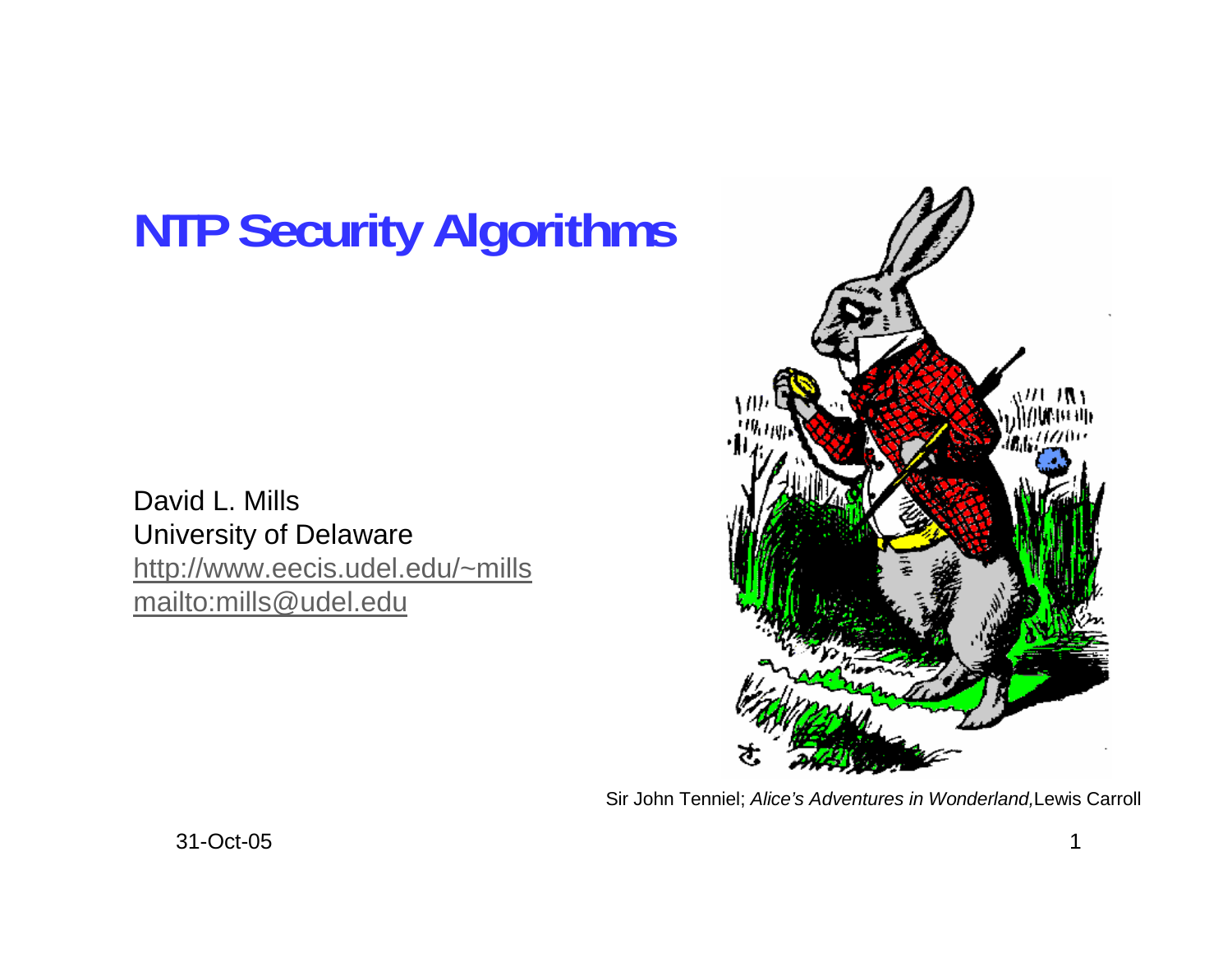# NTP Security Algorithms

David L. Mills
University of Delaware
http://www.eecis.udel.edu/~mills
mailto:mills@udel.edu

Sir John Tenniel; *Alice's Adventures in Wonderland,* Lewis Carroll

31-Oct-05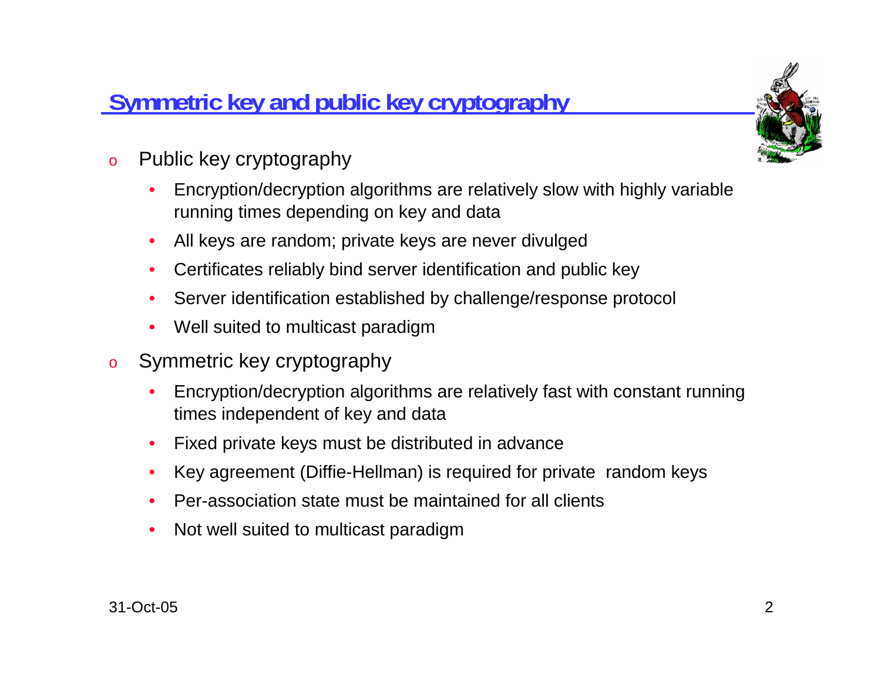## Symmetric key and public key cryptography

- Public key cryptography
  - Encryption/decryption algorithms are relatively slow with highly variable running times depending on key and data
  - All keys are random; private keys are never divulged
  - Certificates reliably bind server identification and public key
  - Server identification established by challenge/response protocol
  - Well suited to multicast paradigm
- Symmetric key cryptography
  - Encryption/decryption algorithms are relatively fast with constant running times independent of key and data
  - Fixed private keys must be distributed in advance
  - Key agreement (Diffie-Hellman) is required for private random keys
  - Per-association state must be maintained for all clients
  - Not well suited to multicast paradigm

31-Oct-05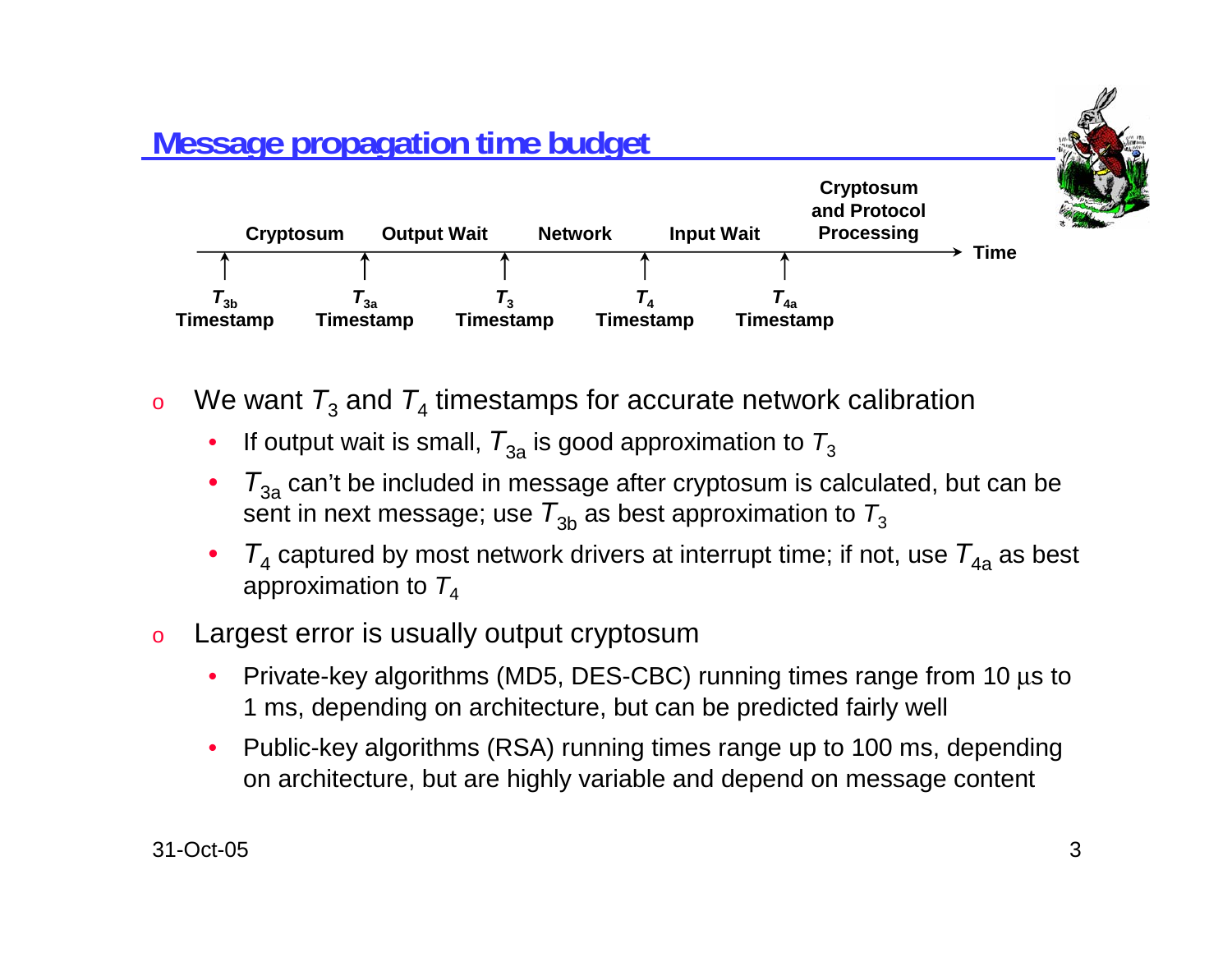## Message propagation time budget

Cryptosum | Output Wait | Network | Input Wait | Cryptosum and Protocol Processing → Time

$T_{3b}$ Timestamp | $T_{3a}$ Timestamp | $T_3$ Timestamp | $T_4$ Timestamp | $T_{4a}$ Timestamp

- We want $T_3$ and $T_4$ timestamps for accurate network calibration
  - If output wait is small, $T_{3a}$ is good approximation to $T_3$
  - $T_{3a}$ can't be included in message after cryptosum is calculated, but can be sent in next message; use $T_{3b}$ as best approximation to $T_3$
  - $T_4$ captured by most network drivers at interrupt time; if not, use $T_{4a}$ as best approximation to $T_4$
- Largest error is usually output cryptosum
  - Private-key algorithms (MD5, DES-CBC) running times range from 10 μs to 1 ms, depending on architecture, but can be predicted fairly well
  - Public-key algorithms (RSA) running times range up to 100 ms, depending on architecture, but are highly variable and depend on message content

31-Oct-05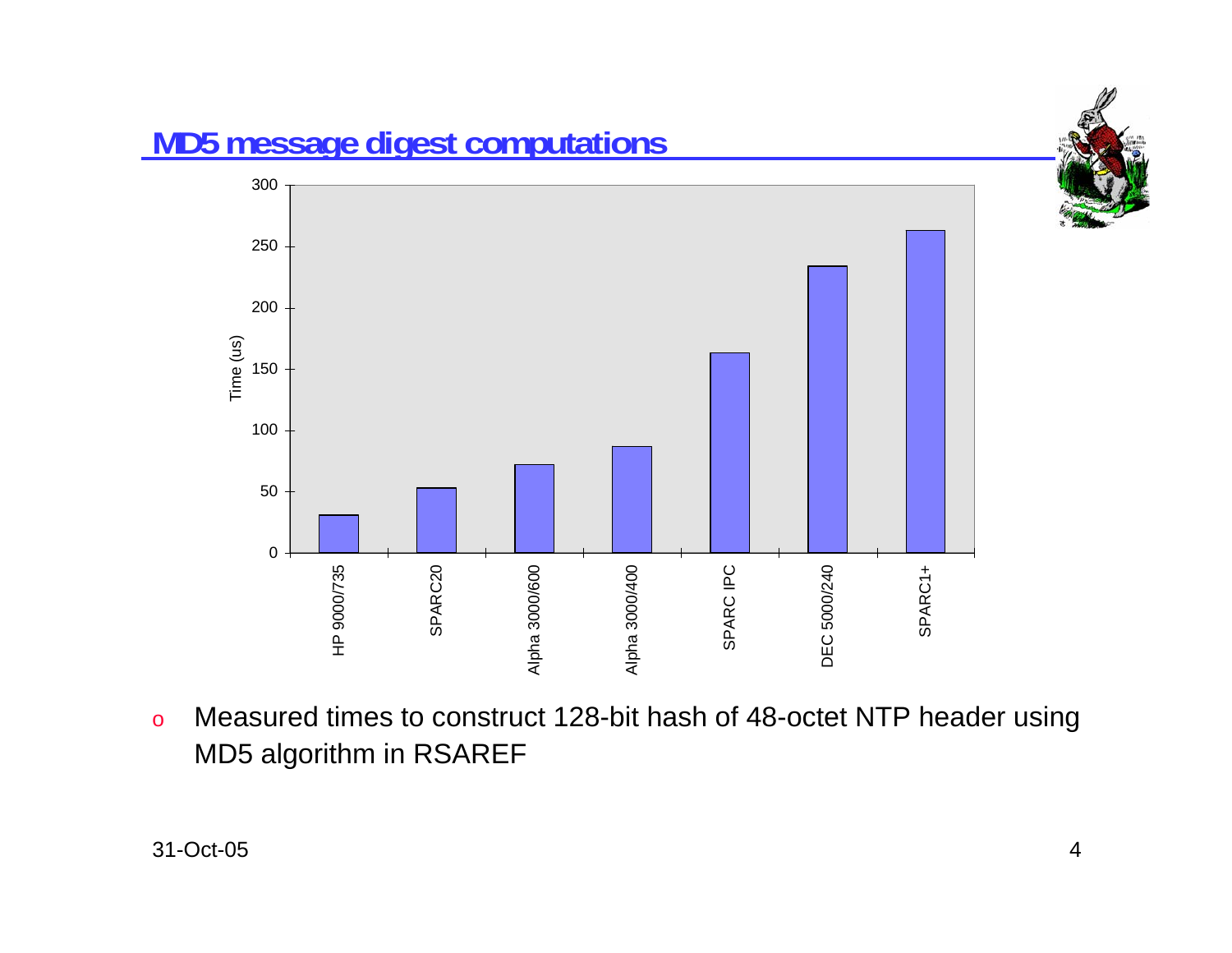## MD5 message digest computations

| System | Time (us) |
|---|---|
| HP 9000/735 | ~31 |
| SPARC20 | ~53 |
| Alpha 3000/600 | ~72 |
| Alpha 3000/400 | ~87 |
| SPARC IPC | ~163 |
| DEC 5000/240 | ~234 |
| SPARC1+ | ~263 |

- Measured times to construct 128-bit hash of 48-octet NTP header using MD5 algorithm in RSAREF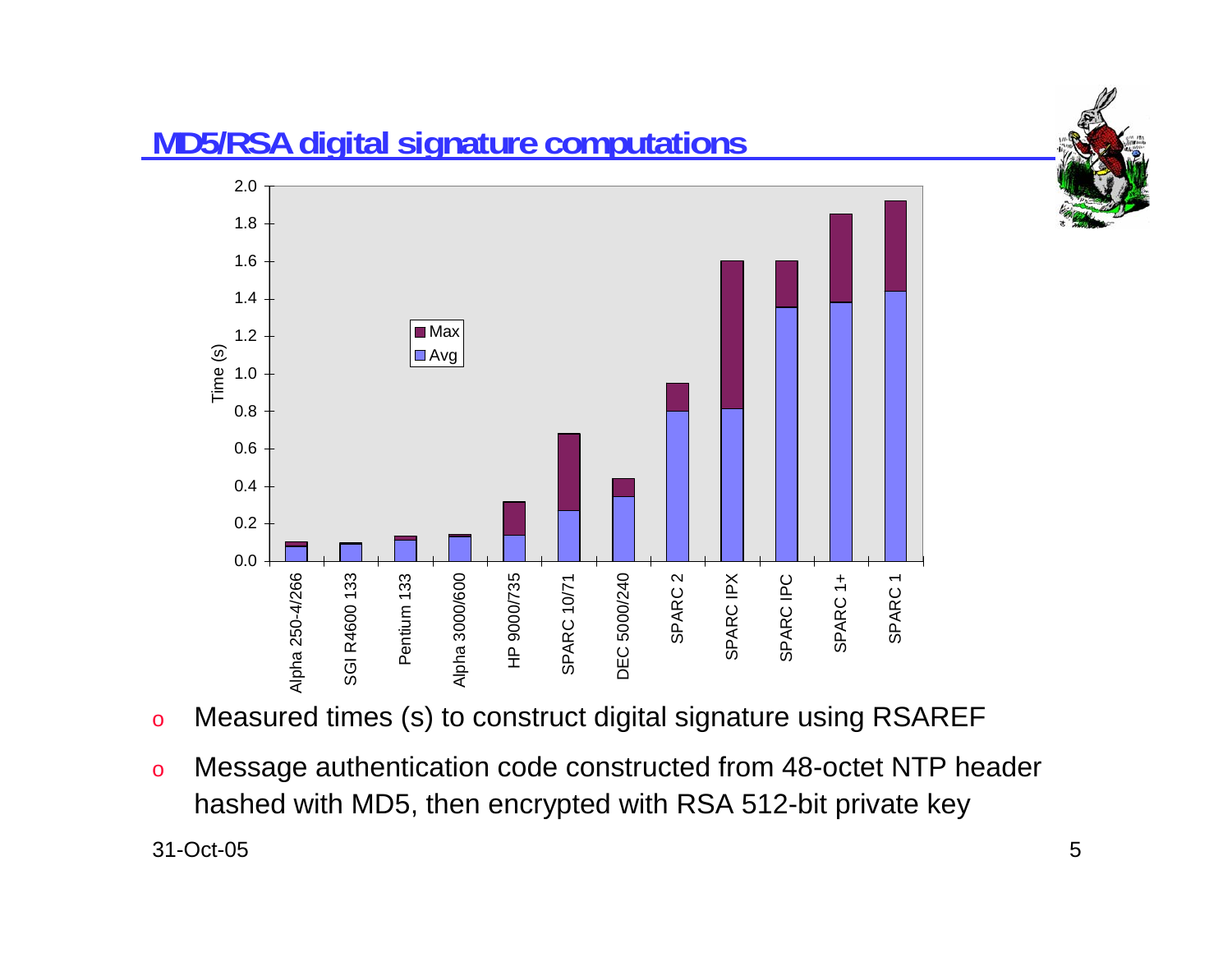## MD5/RSA digital signature computations

- Measured times (s) to construct digital signature using RSAREF
- Message authentication code constructed from 48-octet NTP header hashed with MD5, then encrypted with RSA 512-bit private key

31-Oct-05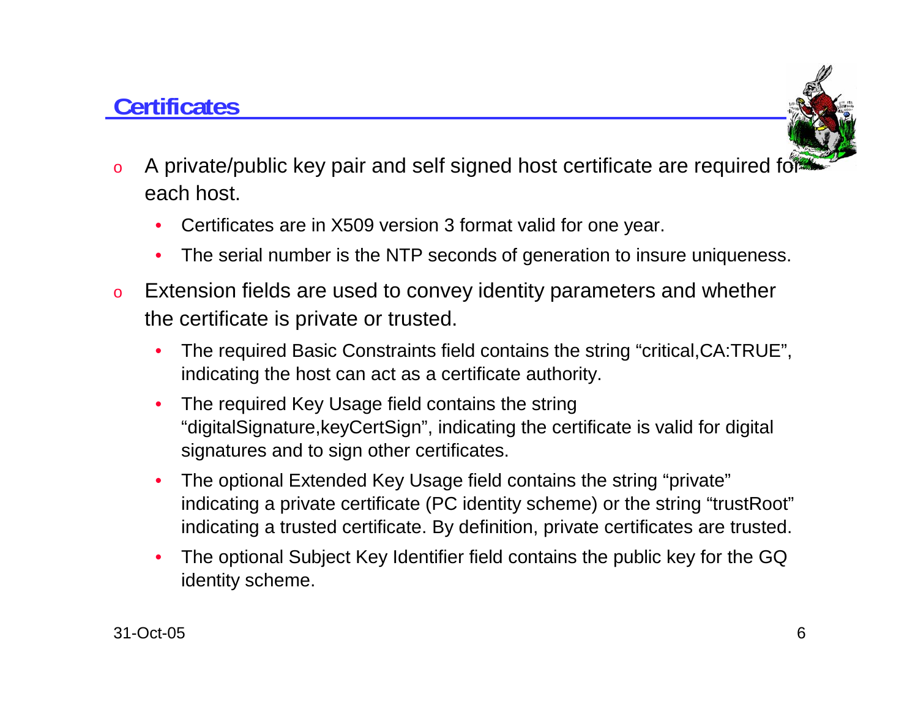## Certificates

- A private/public key pair and self signed host certificate are required for each host.
  - Certificates are in X509 version 3 format valid for one year.
  - The serial number is the NTP seconds of generation to insure uniqueness.
- Extension fields are used to convey identity parameters and whether the certificate is private or trusted.
  - The required Basic Constraints field contains the string “critical,CA:TRUE”, indicating the host can act as a certificate authority.
  - The required Key Usage field contains the string “digitalSignature,keyCertSign”, indicating the certificate is valid for digital signatures and to sign other certificates.
  - The optional Extended Key Usage field contains the string “private” indicating a private certificate (PC identity scheme) or the string “trustRoot” indicating a trusted certificate. By definition, private certificates are trusted.
  - The optional Subject Key Identifier field contains the public key for the GQ identity scheme.

31-Oct-05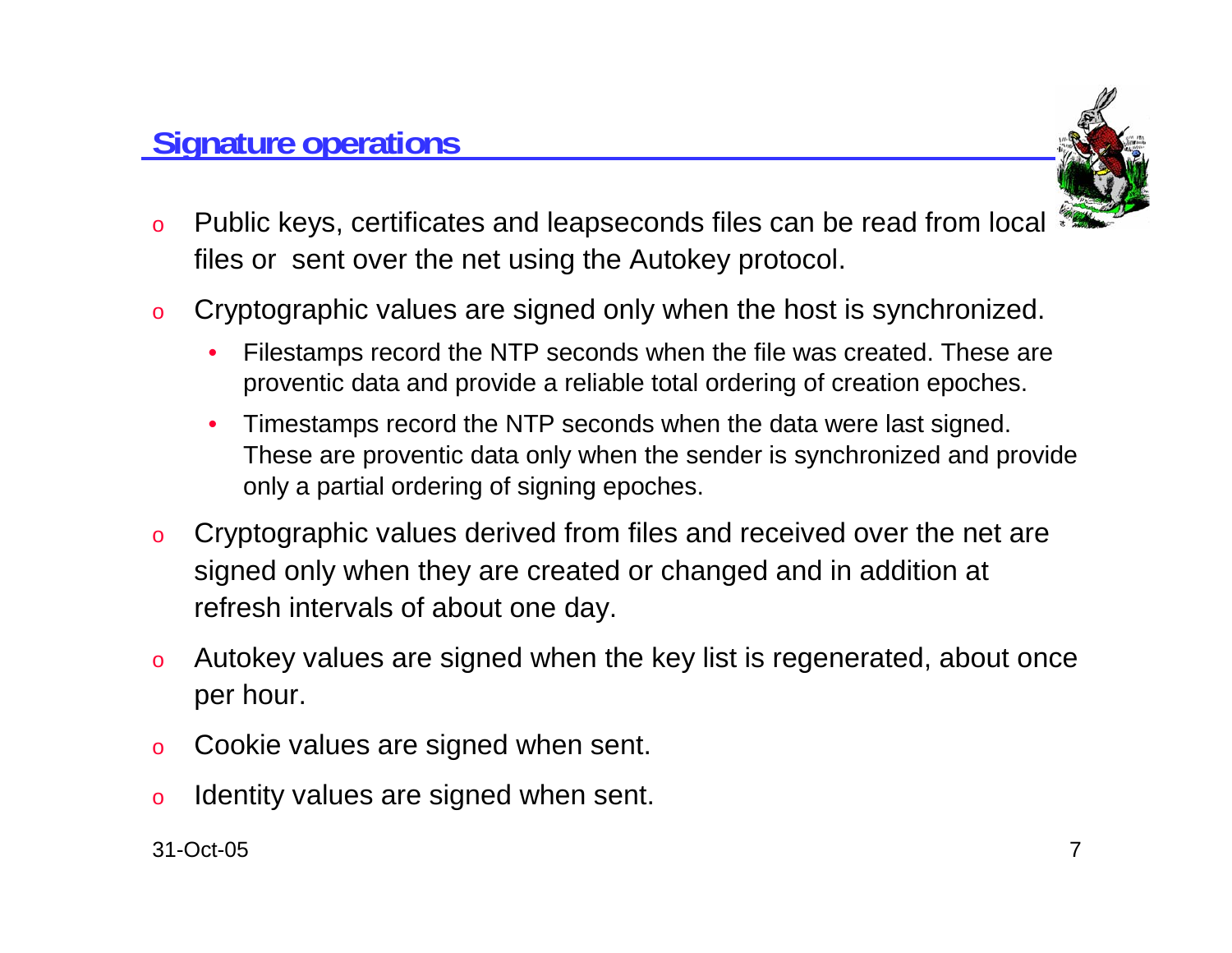## Signature operations

- Public keys, certificates and leapseconds files can be read from local files or sent over the net using the Autokey protocol.
- Cryptographic values are signed only when the host is synchronized.
  - Filestamps record the NTP seconds when the file was created. These are proventic data and provide a reliable total ordering of creation epoches.
  - Timestamps record the NTP seconds when the data were last signed. These are proventic data only when the sender is synchronized and provide only a partial ordering of signing epoches.
- Cryptographic values derived from files and received over the net are signed only when they are created or changed and in addition at refresh intervals of about one day.
- Autokey values are signed when the key list is regenerated, about once per hour.
- Cookie values are signed when sent.
- Identity values are signed when sent.

31-Oct-05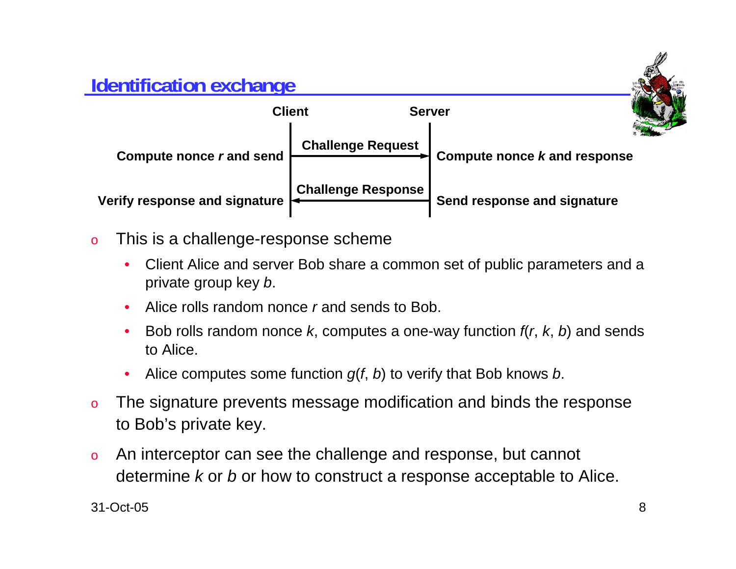## Identification exchange

| Client |  | Server |
|---|---|---|
| **Compute nonce *r* and send** | **Challenge Request** → | **Compute nonce *k* and response** |
| **Verify response and signature** | ← **Challenge Response** | **Send response and signature** |

- This is a challenge-response scheme
  - Client Alice and server Bob share a common set of public parameters and a private group key $b$.
  - Alice rolls random nonce $r$ and sends to Bob.
  - Bob rolls random nonce $k$, computes a one-way function $f(r, k, b)$ and sends to Alice.
  - Alice computes some function $g(f, b)$ to verify that Bob knows $b$.
- The signature prevents message modification and binds the response to Bob's private key.
- An interceptor can see the challenge and response, but cannot determine $k$ or $b$ or how to construct a response acceptable to Alice.

31-Oct-05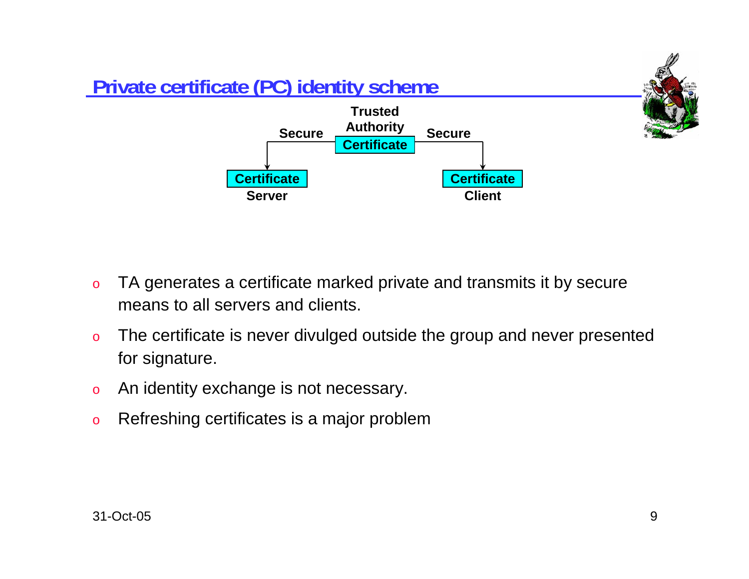## Private certificate (PC) identity scheme

Trusted Authority
Certificate

Secure — Certificate Server

Secure — Certificate Client

- TA generates a certificate marked private and transmits it by secure means to all servers and clients.
- The certificate is never divulged outside the group and never presented for signature.
- An identity exchange is not necessary.
- Refreshing certificates is a major problem

31-Oct-05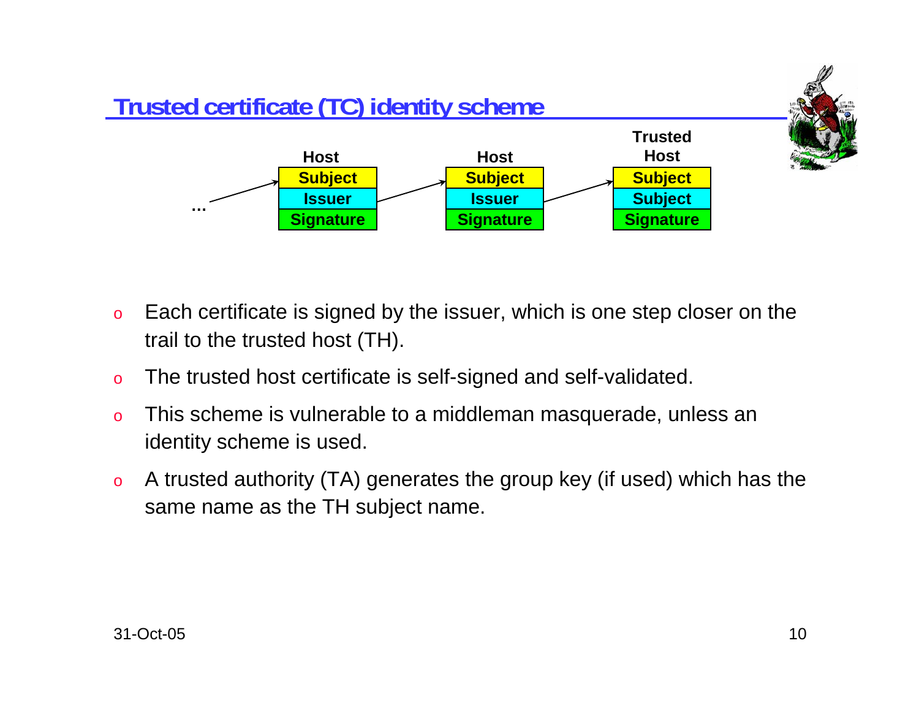## Trusted certificate (TC) identity scheme

| Host | Host | Trusted Host |
|---|---|---|
| Subject | Subject | Subject |
| Issuer | Issuer | Subject |
| Signature | Signature | Signature |

- Each certificate is signed by the issuer, which is one step closer on the trail to the trusted host (TH).
- The trusted host certificate is self-signed and self-validated.
- This scheme is vulnerable to a middleman masquerade, unless an identity scheme is used.
- A trusted authority (TA) generates the group key (if used) which has the same name as the TH subject name.

31-Oct-05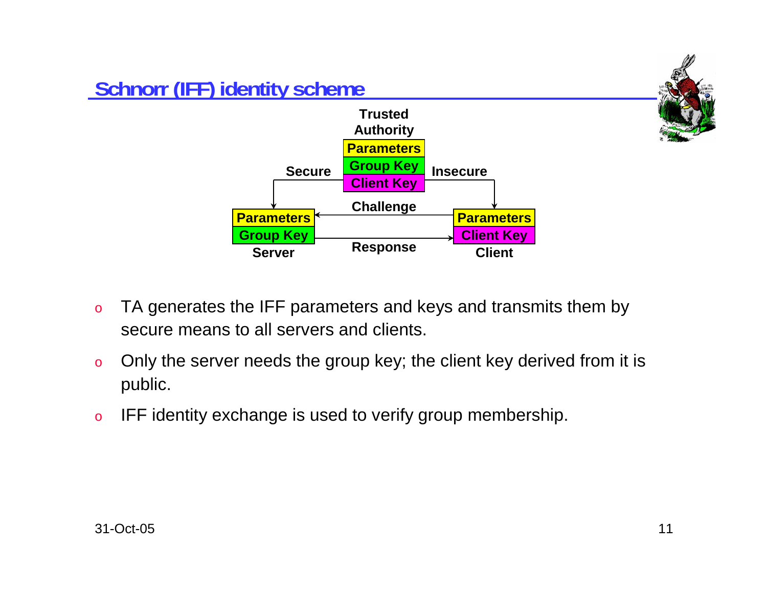## Schnorr (IFF) identity scheme

Trusted Authority

| Parameters |
| --- |
| Group Key |
| Client Key |

Secure → Server: Parameters, Group Key

Insecure → Client: Parameters, Client Key

Challenge: Client → Server

Response: Server → Client

- TA generates the IFF parameters and keys and transmits them by secure means to all servers and clients.
- Only the server needs the group key; the client key derived from it is public.
- IFF identity exchange is used to verify group membership.

31-Oct-05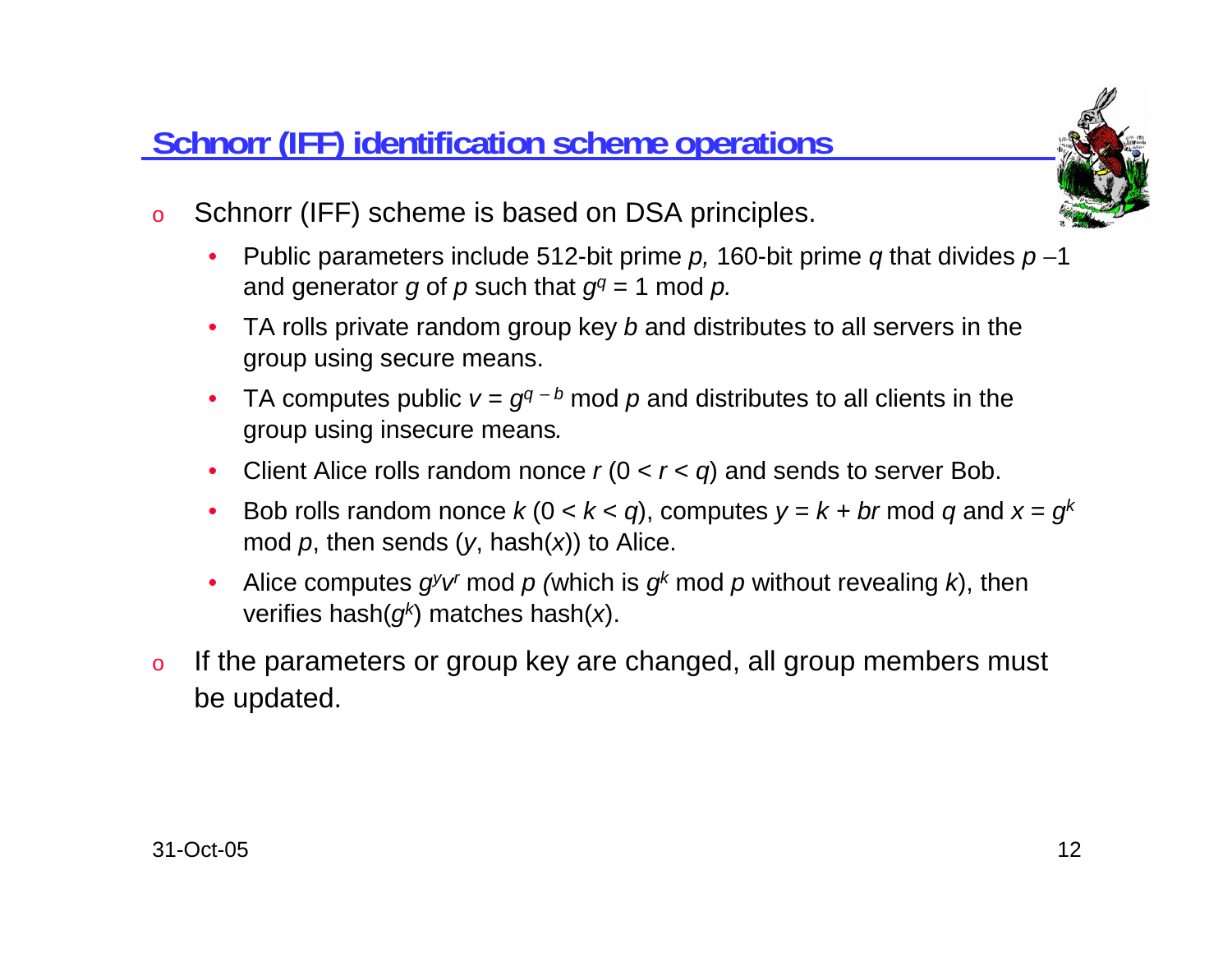## Schnorr (IFF) identification scheme operations

- Schnorr (IFF) scheme is based on DSA principles.
  - Public parameters include 512-bit prime $p$, 160-bit prime $q$ that divides $p - 1$ and generator $g$ of $p$ such that $g^q = 1 \bmod p$.
  - TA rolls private random group key $b$ and distributes to all servers in the group using secure means.
  - TA computes public $v = g^{q-b} \bmod p$ and distributes to all clients in the group using insecure means.
  - Client Alice rolls random nonce $r$ ($0 < r < q$) and sends to server Bob.
  - Bob rolls random nonce $k$ ($0 < k < q$), computes $y = k + br \bmod q$ and $x = g^k \bmod p$, then sends ($y$, hash($x$)) to Alice.
  - Alice computes $g^y v^r \bmod p$ (which is $g^k \bmod p$ without revealing $k$), then verifies hash($g^k$) matches hash($x$).
- If the parameters or group key are changed, all group members must be updated.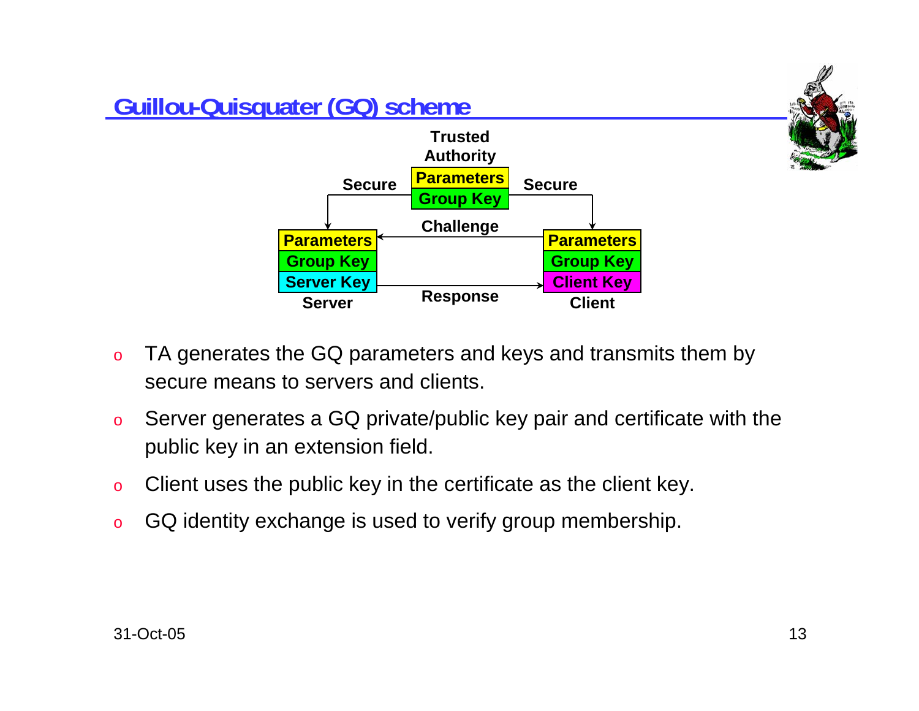# Guillou-Quisquater (GQ) scheme

Trusted Authority

| Parameters |
| --- |
| Group Key |

Secure — Secure

Server: Parameters, Group Key, Server Key

Client: Parameters, Group Key, Client Key

Challenge (Client → Server)

Response (Server → Client)

- TA generates the GQ parameters and keys and transmits them by secure means to servers and clients.
- Server generates a GQ private/public key pair and certificate with the public key in an extension field.
- Client uses the public key in the certificate as the client key.
- GQ identity exchange is used to verify group membership.

31-Oct-05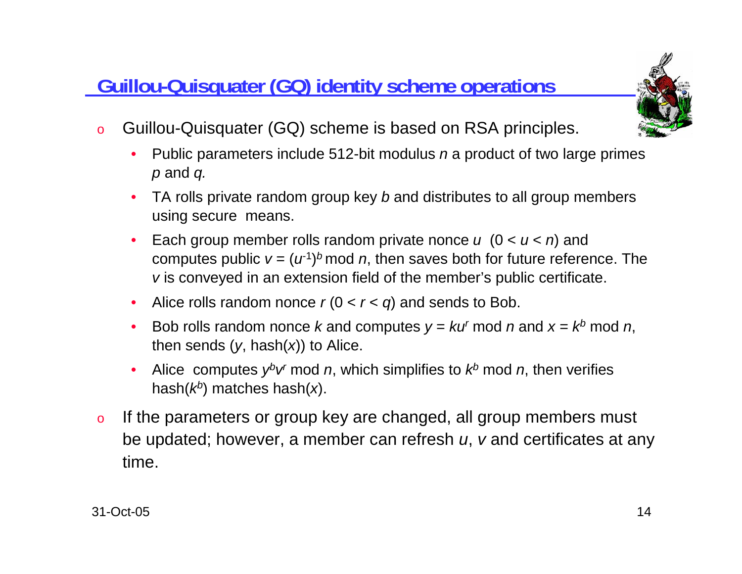## Guillou-Quisquater (GQ) identity scheme operations

- Guillou-Quisquater (GQ) scheme is based on RSA principles.
  - Public parameters include 512-bit modulus $n$ a product of two large primes $p$ and $q$.
  - TA rolls private random group key $b$ and distributes to all group members using secure means.
  - Each group member rolls random private nonce $u$ ($0 < u < n$) and computes public $v = (u^{-1})^b \bmod n$, then saves both for future reference. The $v$ is conveyed in an extension field of the member's public certificate.
  - Alice rolls random nonce $r$ ($0 < r < q$) and sends to Bob.
  - Bob rolls random nonce $k$ and computes $y = ku^r \bmod n$ and $x = k^b \bmod n$, then sends ($y$, hash($x$)) to Alice.
  - Alice computes $y^b v^r \bmod n$, which simplifies to $k^b \bmod n$, then verifies hash($k^b$) matches hash($x$).
- If the parameters or group key are changed, all group members must be updated; however, a member can refresh $u$, $v$ and certificates at any time.

31-Oct-05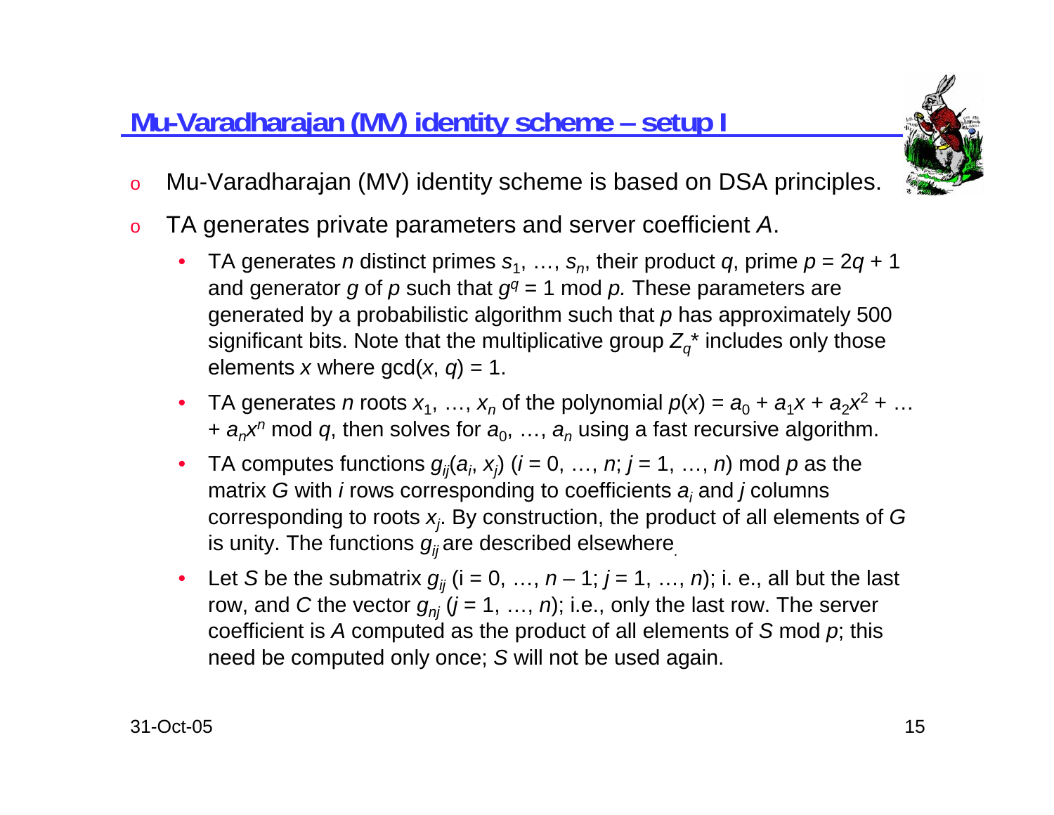## Mu-Varadharajan (MV) identity scheme – setup I

- Mu-Varadharajan (MV) identity scheme is based on DSA principles.
- TA generates private parameters and server coefficient $A$.
  - TA generates $n$ distinct primes $s_1, \ldots, s_n$, their product $q$, prime $p = 2q + 1$ and generator $g$ of $p$ such that $g^q = 1 \bmod p$. These parameters are generated by a probabilistic algorithm such that $p$ has approximately 500 significant bits. Note that the multiplicative group $Z_q^*$ includes only those elements $x$ where $\gcd(x, q) = 1$.
  - TA generates $n$ roots $x_1, \ldots, x_n$ of the polynomial $p(x) = a_0 + a_1x + a_2x^2 + \ldots + a_nx^n \bmod q$, then solves for $a_0, \ldots, a_n$ using a fast recursive algorithm.
  - TA computes functions $g_{ij}(a_i, x_j)$ ($i = 0, \ldots, n$; $j = 1, \ldots, n$) mod $p$ as the matrix $G$ with $i$ rows corresponding to coefficients $a_i$ and $j$ columns corresponding to roots $x_j$. By construction, the product of all elements of $G$ is unity. The functions $g_{ij}$ are described elsewhere.
  - Let $S$ be the submatrix $g_{ij}$ ($i = 0, \ldots, n - 1$; $j = 1, \ldots, n$); i. e., all but the last row, and $C$ the vector $g_{nj}$ ($j = 1, \ldots, n$); i.e., only the last row. The server coefficient is $A$ computed as the product of all elements of $S$ mod $p$; this need be computed only once; $S$ will not be used again.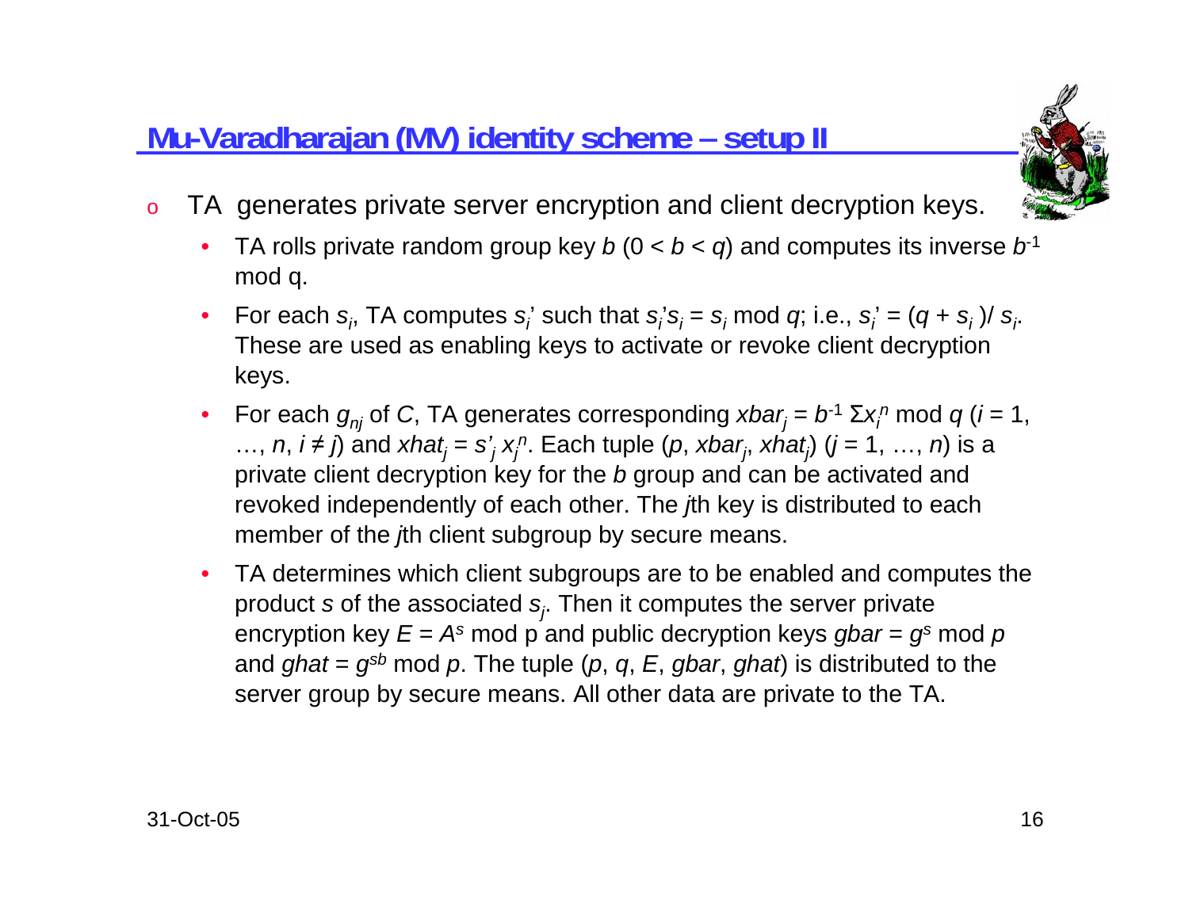## Mu-Varadharajan (MV) identity scheme – setup II

- TA generates private server encryption and client decryption keys.
  - TA rolls private random group key $b$ ($0 < b < q$) and computes its inverse $b^{-1}$ mod q.
  - For each $s_i$, TA computes $s_i'$ such that $s_i' s_i = s_i \bmod q$; i.e., $s_i' = (q + s_i)/ s_i$. These are used as enabling keys to activate or revoke client decryption keys.
  - For each $g_{nj}$ of $C$, TA generates corresponding $xbar_j = b^{-1} \Sigma x_i^n \bmod q$ ($i = 1, \ldots, n$, $i \neq j$) and $xhat_j = s'_j\, x_j^n$. Each tuple ($p$, $xbar_j$, $xhat_j$) ($j = 1, \ldots, n$) is a private client decryption key for the $b$ group and can be activated and revoked independently of each other. The $j$th key is distributed to each member of the $j$th client subgroup by secure means.
  - TA determines which client subgroups are to be enabled and computes the product $s$ of the associated $s_j$. Then it computes the server private encryption key $E = A^s$ mod p and public decryption keys $gbar = g^s \bmod p$ and $ghat = g^{sb} \bmod p$. The tuple ($p$, $q$, $E$, $gbar$, $ghat$) is distributed to the server group by secure means. All other data are private to the TA.

31-Oct-05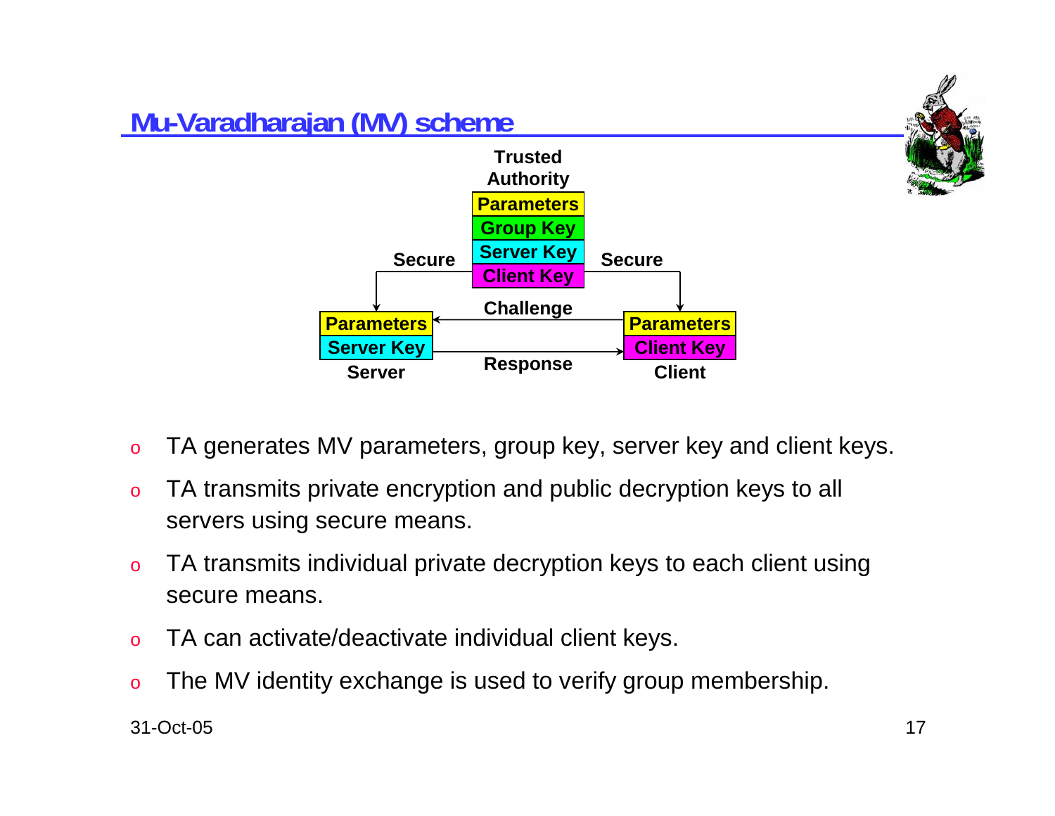# Mu-Varadharajan (MV) scheme

Trusted Authority

| Parameters |
| --- |
| Group Key |
| Server Key |
| Client Key |

Secure — Secure

Server: Parameters, Server Key

Client: Parameters, Client Key

Challenge (Client → Server)

Response (Server → Client)

- TA generates MV parameters, group key, server key and client keys.
- TA transmits private encryption and public decryption keys to all servers using secure means.
- TA transmits individual private decryption keys to each client using secure means.
- TA can activate/deactivate individual client keys.
- The MV identity exchange is used to verify group membership.

31-Oct-05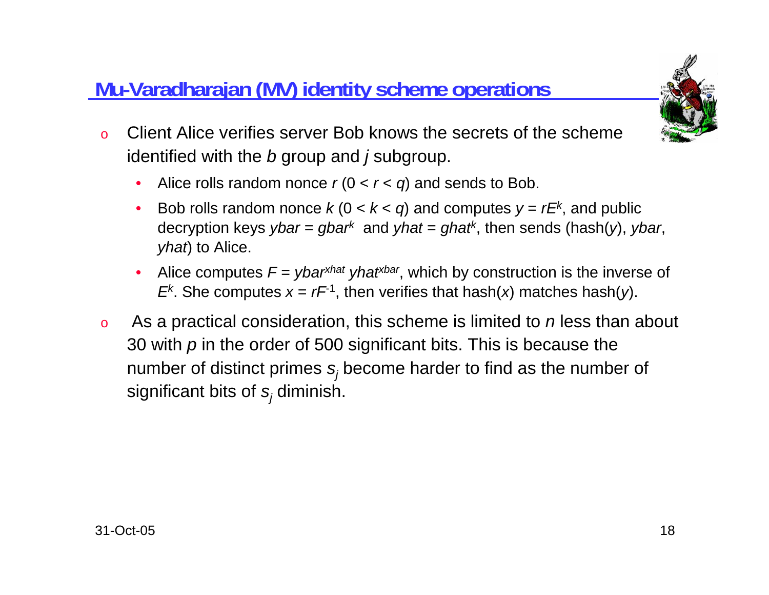## Mu-Varadharajan (MV) identity scheme operations

- Client Alice verifies server Bob knows the secrets of the scheme identified with the *b* group and *j* subgroup.
  - Alice rolls random nonce $r$ ($0 < r < q$) and sends to Bob.
  - Bob rolls random nonce $k$ ($0 < k < q$) and computes $y = rE^k$, and public decryption keys $ybar = gbar^k$ and $yhat = ghat^k$, then sends (hash($y$), *ybar*, *yhat*) to Alice.
  - Alice computes $F = ybar^{xhat}\, yhat^{xbar}$, which by construction is the inverse of $E^k$. She computes $x = rF^{-1}$, then verifies that hash($x$) matches hash($y$).
- As a practical consideration, this scheme is limited to $n$ less than about 30 with $p$ in the order of 500 significant bits. This is because the number of distinct primes $s_j$ become harder to find as the number of significant bits of $s_j$ diminish.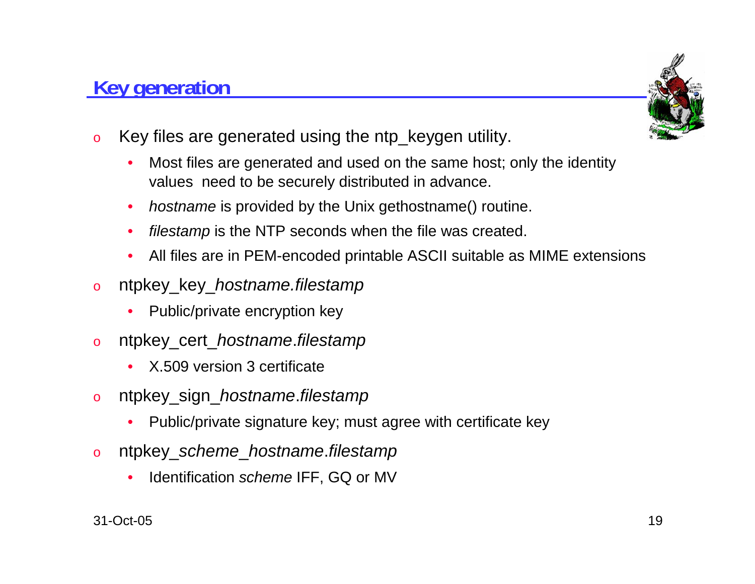## Key generation

- Key files are generated using the ntp_keygen utility.
  - Most files are generated and used on the same host; only the identity values need to be securely distributed in advance.
  - *hostname* is provided by the Unix gethostname() routine.
  - *filestamp* is the NTP seconds when the file was created.
  - All files are in PEM-encoded printable ASCII suitable as MIME extensions
- ntpkey_key_*hostname.filestamp*
  - Public/private encryption key
- ntpkey_cert_*hostname*.*filestamp*
  - X.509 version 3 certificate
- ntpkey_sign_*hostname*.*filestamp*
  - Public/private signature key; must agree with certificate key
- ntpkey_*scheme*_*hostname*.*filestamp*
  - Identification *scheme* IFF, GQ or MV

31-Oct-05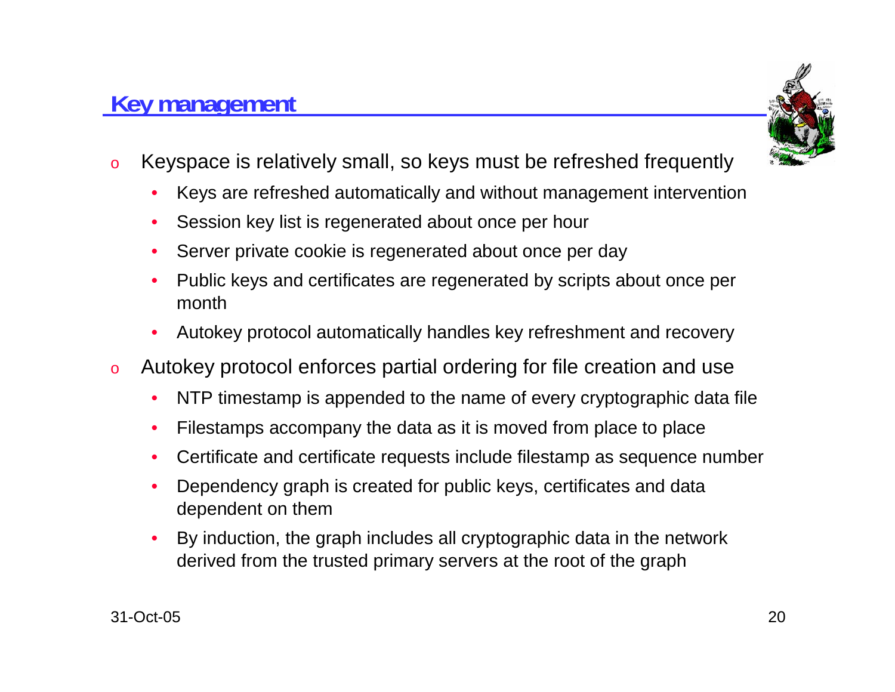## Key management

- Keyspace is relatively small, so keys must be refreshed frequently
  - Keys are refreshed automatically and without management intervention
  - Session key list is regenerated about once per hour
  - Server private cookie is regenerated about once per day
  - Public keys and certificates are regenerated by scripts about once per month
  - Autokey protocol automatically handles key refreshment and recovery
- Autokey protocol enforces partial ordering for file creation and use
  - NTP timestamp is appended to the name of every cryptographic data file
  - Filestamps accompany the data as it is moved from place to place
  - Certificate and certificate requests include filestamp as sequence number
  - Dependency graph is created for public keys, certificates and data dependent on them
  - By induction, the graph includes all cryptographic data in the network derived from the trusted primary servers at the root of the graph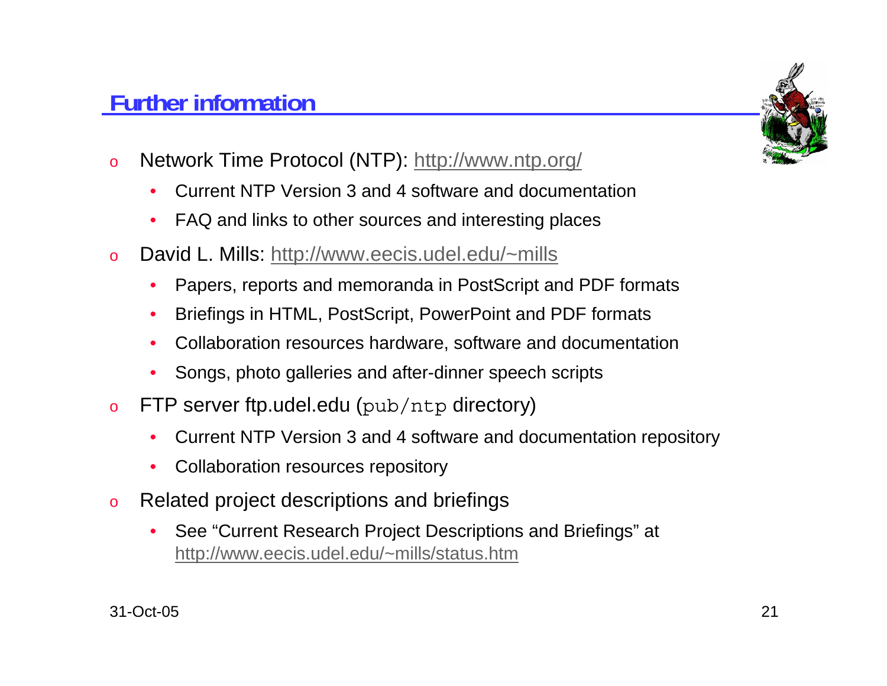## Further information

- Network Time Protocol (NTP): http://www.ntp.org/
  - Current NTP Version 3 and 4 software and documentation
  - FAQ and links to other sources and interesting places
- David L. Mills: http://www.eecis.udel.edu/~mills
  - Papers, reports and memoranda in PostScript and PDF formats
  - Briefings in HTML, PostScript, PowerPoint and PDF formats
  - Collaboration resources hardware, software and documentation
  - Songs, photo galleries and after-dinner speech scripts
- FTP server ftp.udel.edu (`pub/ntp` directory)
  - Current NTP Version 3 and 4 software and documentation repository
  - Collaboration resources repository
- Related project descriptions and briefings
  - See "Current Research Project Descriptions and Briefings" at http://www.eecis.udel.edu/~mills/status.htm

31-Oct-05